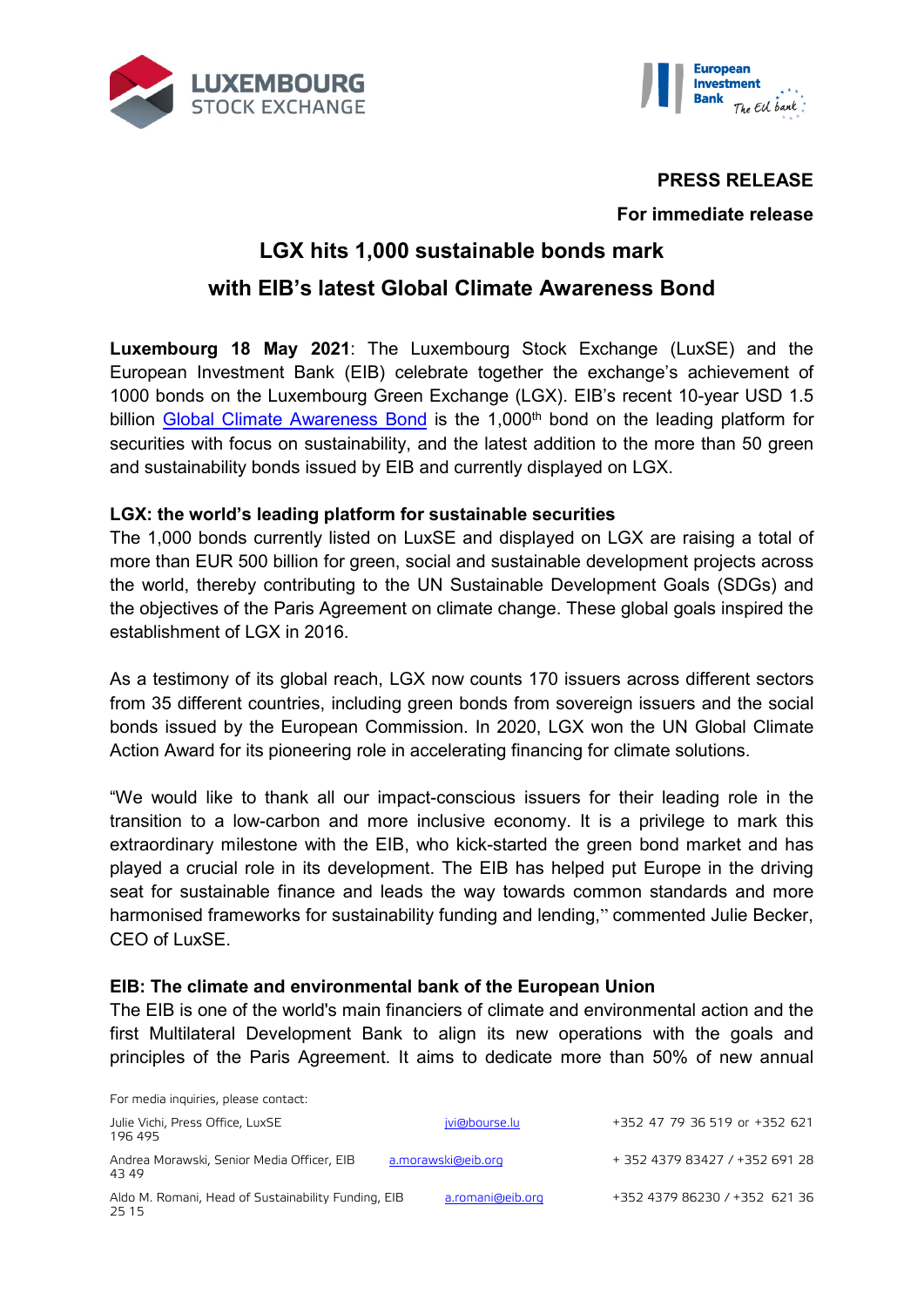**PRESS RELEASE**

**For immediate release**

# LGX hits 1,000 sustainable bonds mark with EIB's latest Global Climate Awareness Bond

**Luxembourg 18 May 2021**: The Luxembourg Stock Exchange (LuxSE) and the European Investment Bank (EIB) celebrate together the exchange's achievement of 1000 bonds on the Luxembourg Green Exchange (LGX). EIB's recent 10-year USD 1.5 billion Global Climate Awareness Bond is the 1,000th bond on the leading platform for securities with focus on sustainability, and the latest addition to the more than 50 green and sustainability bonds issued by EIB and currently displayed on LGX.

## LGX: the world's leading platform for sustainable securities

The 1,000 bonds currently listed on LuxSE and displayed on LGX are raising a total of more than EUR 500 billion for green, social and sustainable development projects across the world, thereby contributing to the UN Sustainable Development Goals (SDGs) and the objectives of the Paris Agreement on climate change. These global goals inspired the establishment of LGX in 2016.

As a testimony of its global reach, LGX now counts 170 issuers across different sectors from 35 different countries, including green bonds from sovereign issuers and the social bonds issued by the European Commission. In 2020, LGX won the UN Global Climate Action Award for its pioneering role in accelerating financing for climate solutions.

"We would like to thank all our impact-conscious issuers for their leading role in the transition to a low-carbon and more inclusive economy. It is a privilege to mark this extraordinary milestone with the EIB, who kick-started the green bond market and has played a crucial role in its development. The EIB has helped put Europe in the driving seat for sustainable finance and leads the way towards common standards and more harmonised frameworks for sustainability funding and lending," commented Julie Becker, CEO of LuxSE.

## EIB: The climate and environmental bank of the European Union

The EIB is one of the world's main financiers of climate and environmental action and the first Multilateral Development Bank to align its new operations with the goals and principles of the Paris Agreement. It aims to dedicate more than 50% of new annual

For media inquiries, please contact:

| | | |
|---|---|---|
| Julie Vichi, Press Office, LuxSE | jvi@bourse.lu | +352 47 79 36 519 or +352 621 196 495 |
| Andrea Morawski, Senior Media Officer, EIB | a.morawski@eib.org | + 352 4379 83427 / +352 691 28 43 49 |
| Aldo M. Romani, Head of Sustainability Funding, EIB | a.romani@eib.org | +352 4379 86230 / +352 621 36 25 15 |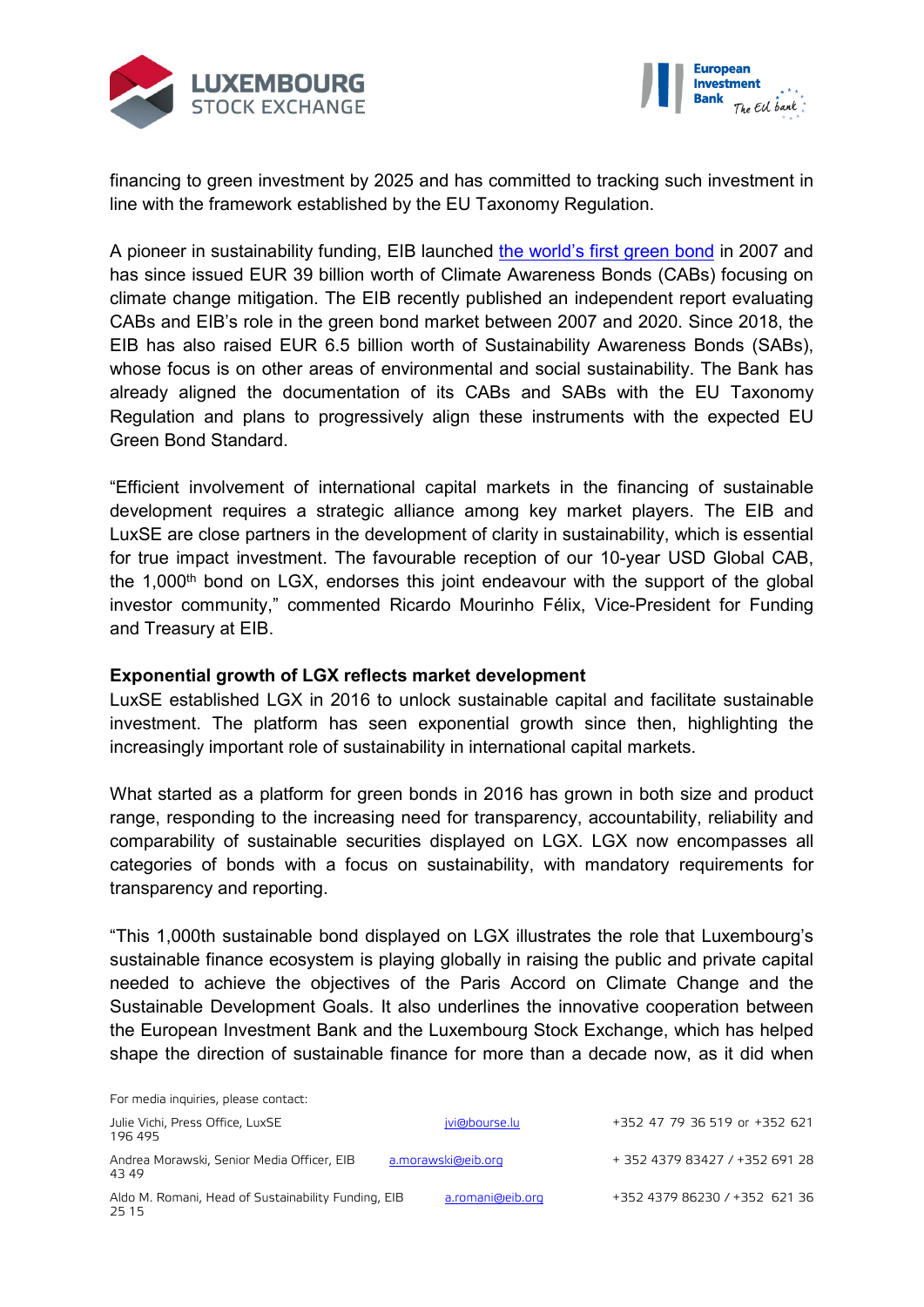financing to green investment by 2025 and has committed to tracking such investment in line with the framework established by the EU Taxonomy Regulation.

A pioneer in sustainability funding, EIB launched [the world's first green bond](#) in 2007 and has since issued EUR 39 billion worth of Climate Awareness Bonds (CABs) focusing on climate change mitigation. The EIB recently published an independent report evaluating CABs and EIB's role in the green bond market between 2007 and 2020. Since 2018, the EIB has also raised EUR 6.5 billion worth of Sustainability Awareness Bonds (SABs), whose focus is on other areas of environmental and social sustainability. The Bank has already aligned the documentation of its CABs and SABs with the EU Taxonomy Regulation and plans to progressively align these instruments with the expected EU Green Bond Standard.

"Efficient involvement of international capital markets in the financing of sustainable development requires a strategic alliance among key market players. The EIB and LuxSE are close partners in the development of clarity in sustainability, which is essential for true impact investment. The favourable reception of our 10-year USD Global CAB, the 1,000th bond on LGX, endorses this joint endeavour with the support of the global investor community," commented Ricardo Mourinho Félix, Vice-President for Funding and Treasury at EIB.

**Exponential growth of LGX reflects market development**

LuxSE established LGX in 2016 to unlock sustainable capital and facilitate sustainable investment. The platform has seen exponential growth since then, highlighting the increasingly important role of sustainability in international capital markets.

What started as a platform for green bonds in 2016 has grown in both size and product range, responding to the increasing need for transparency, accountability, reliability and comparability of sustainable securities displayed on LGX. LGX now encompasses all categories of bonds with a focus on sustainability, with mandatory requirements for transparency and reporting.

"This 1,000th sustainable bond displayed on LGX illustrates the role that Luxembourg's sustainable finance ecosystem is playing globally in raising the public and private capital needed to achieve the objectives of the Paris Accord on Climate Change and the Sustainable Development Goals. It also underlines the innovative cooperation between the European Investment Bank and the Luxembourg Stock Exchange, which has helped shape the direction of sustainable finance for more than a decade now, as it did when

For media inquiries, please contact:

| | | |
|---|---|---|
| Julie Vichi, Press Office, LuxSE | jvi@bourse.lu | +352 47 79 36 519 or +352 621 196 495 |
| Andrea Morawski, Senior Media Officer, EIB | a.morawski@eib.org | + 352 4379 83427 / +352 691 28 43 49 |
| Aldo M. Romani, Head of Sustainability Funding, EIB | a.romani@eib.org | +352 4379 86230 / +352 621 36 25 15 |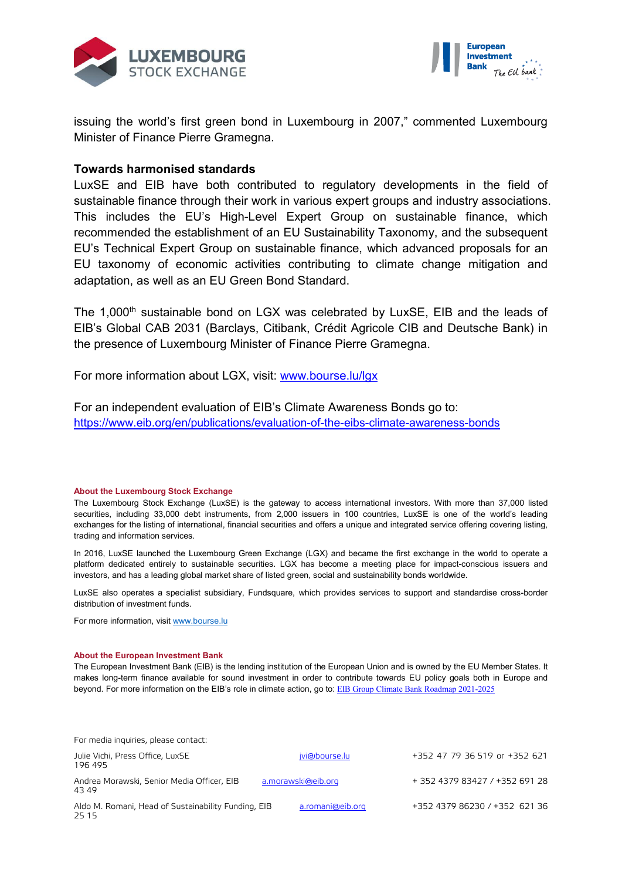issuing the world's first green bond in Luxembourg in 2007," commented Luxembourg Minister of Finance Pierre Gramegna.

## Towards harmonised standards

LuxSE and EIB have both contributed to regulatory developments in the field of sustainable finance through their work in various expert groups and industry associations. This includes the EU's High-Level Expert Group on sustainable finance, which recommended the establishment of an EU Sustainability Taxonomy, and the subsequent EU's Technical Expert Group on sustainable finance, which advanced proposals for an EU taxonomy of economic activities contributing to climate change mitigation and adaptation, as well as an EU Green Bond Standard.

The 1,000th sustainable bond on LGX was celebrated by LuxSE, EIB and the leads of EIB's Global CAB 2031 (Barclays, Citibank, Crédit Agricole CIB and Deutsche Bank) in the presence of Luxembourg Minister of Finance Pierre Gramegna.

For more information about LGX, visit: www.bourse.lu/lgx

For an independent evaluation of EIB's Climate Awareness Bonds go to: https://www.eib.org/en/publications/evaluation-of-the-eibs-climate-awareness-bonds

### About the Luxembourg Stock Exchange

The Luxembourg Stock Exchange (LuxSE) is the gateway to access international investors. With more than 37,000 listed securities, including 33,000 debt instruments, from 2,000 issuers in 100 countries, LuxSE is one of the world's leading exchanges for the listing of international, financial securities and offers a unique and integrated service offering covering listing, trading and information services.

In 2016, LuxSE launched the Luxembourg Green Exchange (LGX) and became the first exchange in the world to operate a platform dedicated entirely to sustainable securities. LGX has become a meeting place for impact-conscious issuers and investors, and has a leading global market share of listed green, social and sustainability bonds worldwide.

LuxSE also operates a specialist subsidiary, Fundsquare, which provides services to support and standardise cross-border distribution of investment funds.

For more information, visit www.bourse.lu

### About the European Investment Bank

The European Investment Bank (EIB) is the lending institution of the European Union and is owned by the EU Member States. It makes long-term finance available for sound investment in order to contribute towards EU policy goals both in Europe and beyond. For more information on the EIB's role in climate action, go to: EIB Group Climate Bank Roadmap 2021-2025

For media inquiries, please contact:

| | | |
|---|---|---|
| Julie Vichi, Press Office, LuxSE | jvi@bourse.lu | +352 47 79 36 519 or +352 621 196 495 |
| Andrea Morawski, Senior Media Officer, EIB | a.morawski@eib.org | + 352 4379 83427 / +352 691 28 43 49 |
| Aldo M. Romani, Head of Sustainability Funding, EIB | a.romani@eib.org | +352 4379 86230 / +352 621 36 25 15 |